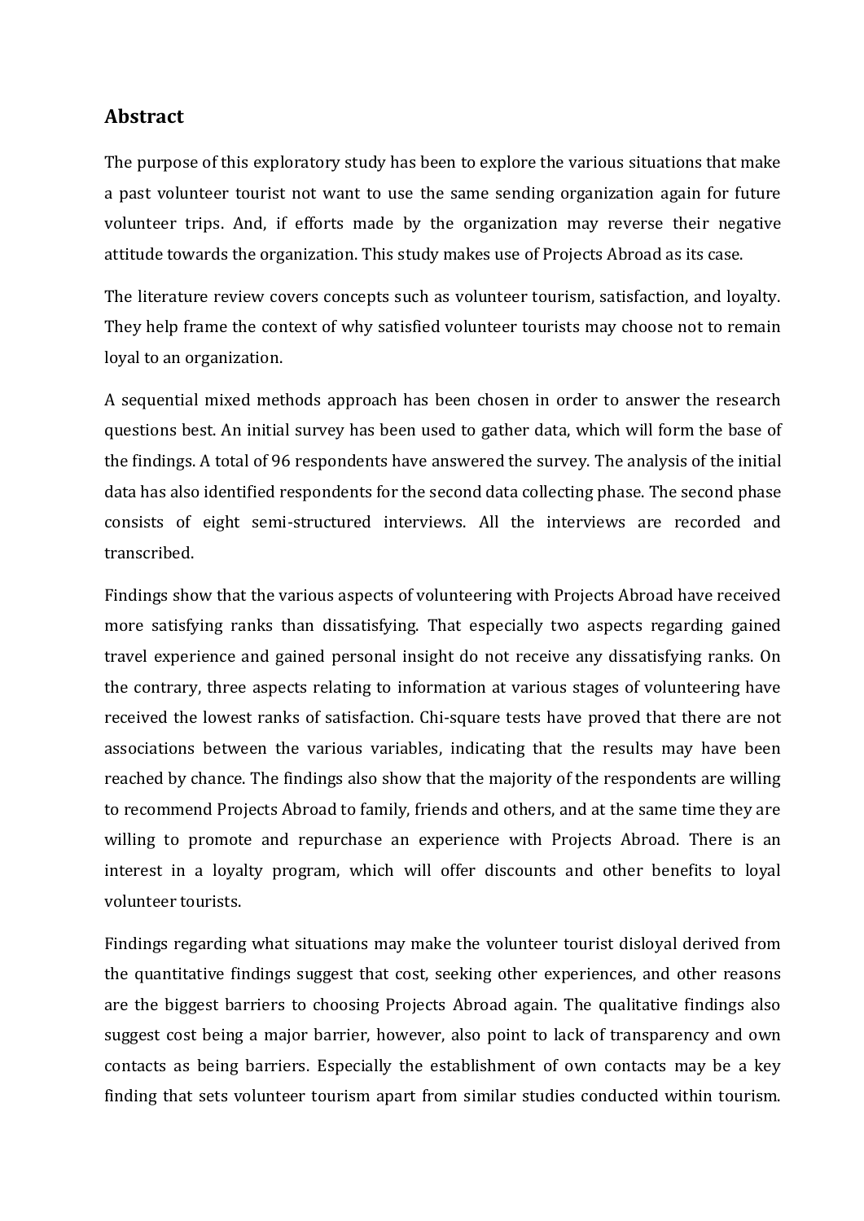## Abstract

The purpose of this exploratory study has been to explore the various situations that make a past volunteer tourist not want to use the same sending organization again for future volunteer trips. And, if efforts made by the organization may reverse their negative attitude towards the organization. This study makes use of Projects Abroad as its case.

The literature review covers concepts such as volunteer tourism, satisfaction, and loyalty. They help frame the context of why satisfied volunteer tourists may choose not to remain loyal to an organization.

A sequential mixed methods approach has been chosen in order to answer the research questions best. An initial survey has been used to gather data, which will form the base of the findings. A total of 96 respondents have answered the survey. The analysis of the initial data has also identified respondents for the second data collecting phase. The second phase consists of eight semi-structured interviews. All the interviews are recorded and transcribed.

Findings show that the various aspects of volunteering with Projects Abroad have received more satisfying ranks than dissatisfying. That especially two aspects regarding gained travel experience and gained personal insight do not receive any dissatisfying ranks. On the contrary, three aspects relating to information at various stages of volunteering have received the lowest ranks of satisfaction. Chi-square tests have proved that there are not associations between the various variables, indicating that the results may have been reached by chance. The findings also show that the majority of the respondents are willing to recommend Projects Abroad to family, friends and others, and at the same time they are willing to promote and repurchase an experience with Projects Abroad. There is an interest in a loyalty program, which will offer discounts and other benefits to loyal volunteer tourists.

Findings regarding what situations may make the volunteer tourist disloyal derived from the quantitative findings suggest that cost, seeking other experiences, and other reasons are the biggest barriers to choosing Projects Abroad again. The qualitative findings also suggest cost being a major barrier, however, also point to lack of transparency and own contacts as being barriers. Especially the establishment of own contacts may be a key finding that sets volunteer tourism apart from similar studies conducted within tourism.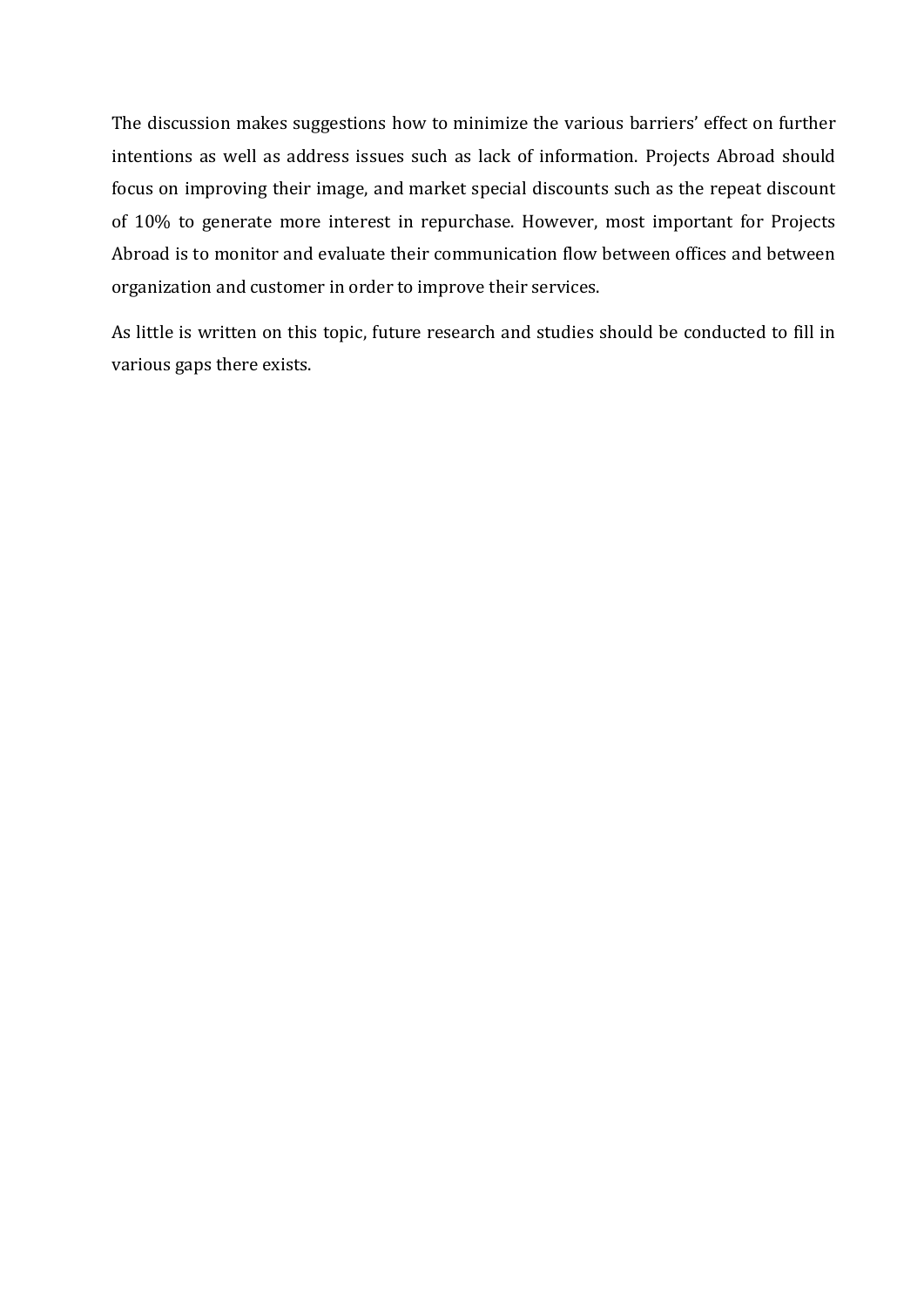The discussion makes suggestions how to minimize the various barriers' effect on further intentions as well as address issues such as lack of information. Projects Abroad should focus on improving their image, and market special discounts such as the repeat discount of 10% to generate more interest in repurchase. However, most important for Projects Abroad is to monitor and evaluate their communication flow between offices and between organization and customer in order to improve their services.

As little is written on this topic, future research and studies should be conducted to fill in various gaps there exists.